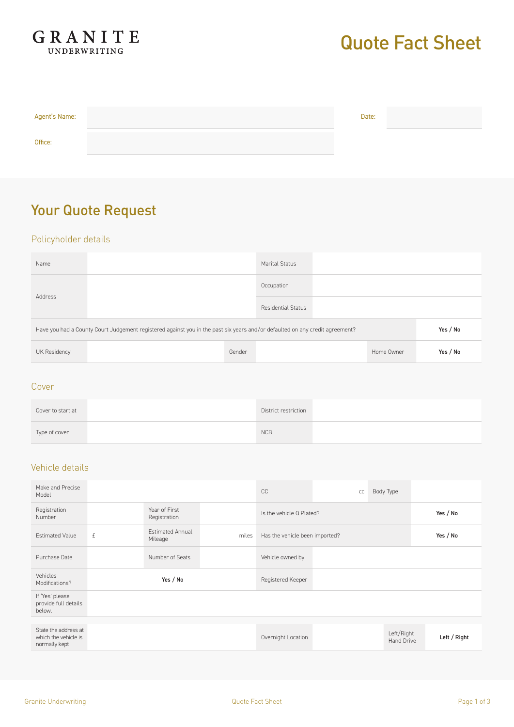GRANITE
UNDERWRITING

# Quote Fact Sheet

| Agent's Name: | | Date: | |
|---|---|---|---|
| Office: | | | |

## Your Quote Request

### Policyholder details

| Name | | Marital Status | |
|---|---|---|---|
| Address | | Occupation | |
| | | Residential Status | |

| Have you had a County Court Judgement registered against you in the past six years and/or defaulted on any credit agreement? | **Yes / No** |
|---|---|

| UK Residency | | Gender | | Home Owner | **Yes / No** |
|---|---|---|---|---|---|

### Cover

| Cover to start at | | District restriction | |
|---|---|---|---|
| Type of cover | | NCB | |

### Vehicle details

| Make and Precise Model | | | | CC | cc | Body Type | |
|---|---|---|---|---|---|---|---|
| Registration Number | | Year of First Registration | | Is the vehicle Q Plated? | | | **Yes / No** |
| Estimated Value | £ | Estimated Annual Mileage | miles | Has the vehicle been imported? | | | **Yes / No** |
| Purchase Date | | Number of Seats | | Vehicle owned by | | | |
| Vehicles Modifications? | **Yes / No** | | | Registered Keeper | | | |
| If 'Yes' please provide full details below. | | | | | | | |

| State the address at which the vehicle is normally kept | | Overnight Location | | Left/Right Hand Drive | **Left / Right** |
|---|---|---|---|---|---|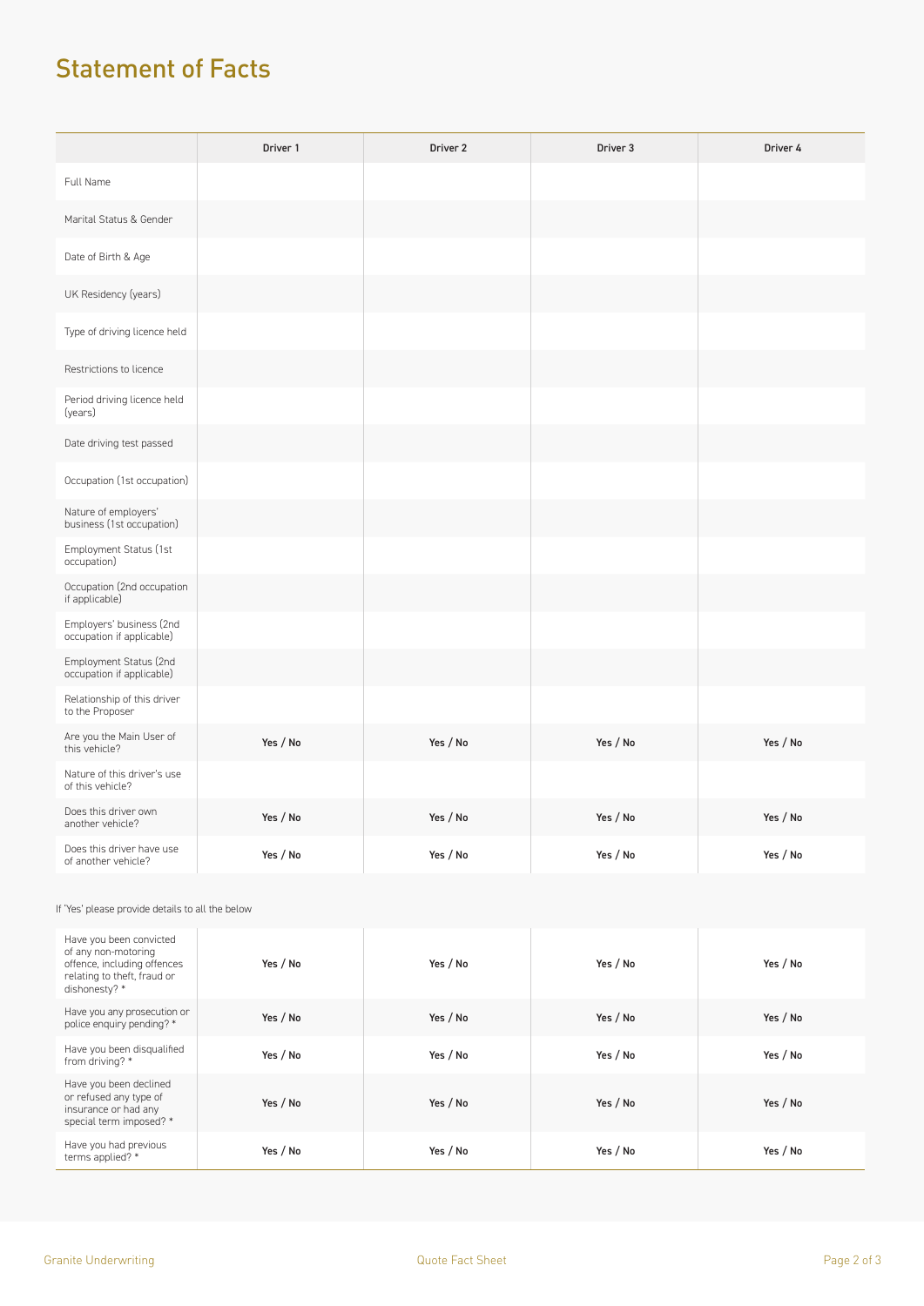# Statement of Facts

| | Driver 1 | Driver 2 | Driver 3 | Driver 4 |
|---|---|---|---|---|
| Full Name | | | | |
| Marital Status & Gender | | | | |
| Date of Birth & Age | | | | |
| UK Residency (years) | | | | |
| Type of driving licence held | | | | |
| Restrictions to licence | | | | |
| Period driving licence held (years) | | | | |
| Date driving test passed | | | | |
| Occupation (1st occupation) | | | | |
| Nature of employers' business (1st occupation) | | | | |
| Employment Status (1st occupation) | | | | |
| Occupation (2nd occupation if applicable) | | | | |
| Employers' business (2nd occupation if applicable) | | | | |
| Employment Status (2nd occupation if applicable) | | | | |
| Relationship of this driver to the Proposer | | | | |
| Are you the Main User of this vehicle? | Yes / No | Yes / No | Yes / No | Yes / No |
| Nature of this driver's use of this vehicle? | | | | |
| Does this driver own another vehicle? | Yes / No | Yes / No | Yes / No | Yes / No |
| Does this driver have use of another vehicle? | Yes / No | Yes / No | Yes / No | Yes / No |

If 'Yes' please provide details to all the below

| | | | | |
|---|---|---|---|---|
| Have you been convicted of any non-motoring offence, including offences relating to theft, fraud or dishonesty? * | Yes / No | Yes / No | Yes / No | Yes / No |
| Have you any prosecution or police enquiry pending? * | Yes / No | Yes / No | Yes / No | Yes / No |
| Have you been disqualified from driving? * | Yes / No | Yes / No | Yes / No | Yes / No |
| Have you been declined or refused any type of insurance or had any special term imposed? * | Yes / No | Yes / No | Yes / No | Yes / No |
| Have you had previous terms applied? * | Yes / No | Yes / No | Yes / No | Yes / No |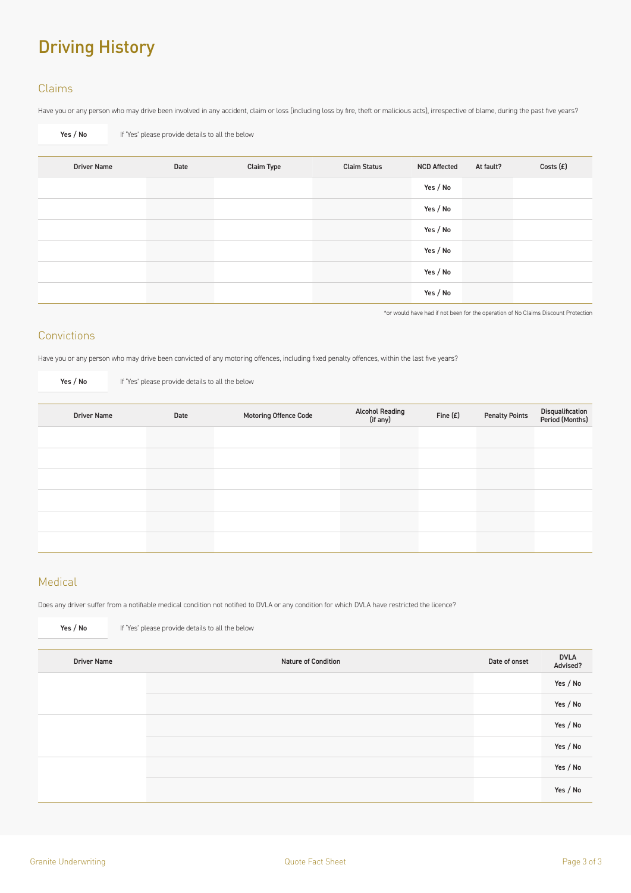# Driving History

## Claims

Have you or any person who may drive been involved in any accident, claim or loss (including loss by fire, theft or malicious acts), irrespective of blame, during the past five years?

**Yes / No** If 'Yes' please provide details to all the below

| Driver Name | Date | Claim Type | Claim Status | NCD Affected | At fault? | Costs (£) |
|---|---|---|---|---|---|---|
| | | | | Yes / No | | |
| | | | | Yes / No | | |
| | | | | Yes / No | | |
| | | | | Yes / No | | |
| | | | | Yes / No | | |
| | | | | Yes / No | | |

*or would have had if not been for the operation of No Claims Discount Protection

## Convictions

Have you or any person who may drive been convicted of any motoring offences, including fixed penalty offences, within the last five years?

**Yes / No** If 'Yes' please provide details to all the below

| Driver Name | Date | Motoring Offence Code | Alcohol Reading (if any) | Fine (£) | Penalty Points | Disqualification Period (Months) |
|---|---|---|---|---|---|---|
| | | | | | | |
| | | | | | | |
| | | | | | | |
| | | | | | | |
| | | | | | | |
| | | | | | | |

## Medical

Does any driver suffer from a notifiable medical condition not notified to DVLA or any condition for which DVLA have restricted the licence?

**Yes / No** If 'Yes' please provide details to all the below

| Driver Name | Nature of Condition | Date of onset | DVLA Advised? |
|---|---|---|---|
| | | | Yes / No |
| | | | Yes / No |
| | | | Yes / No |
| | | | Yes / No |
| | | | Yes / No |
| | | | Yes / No |